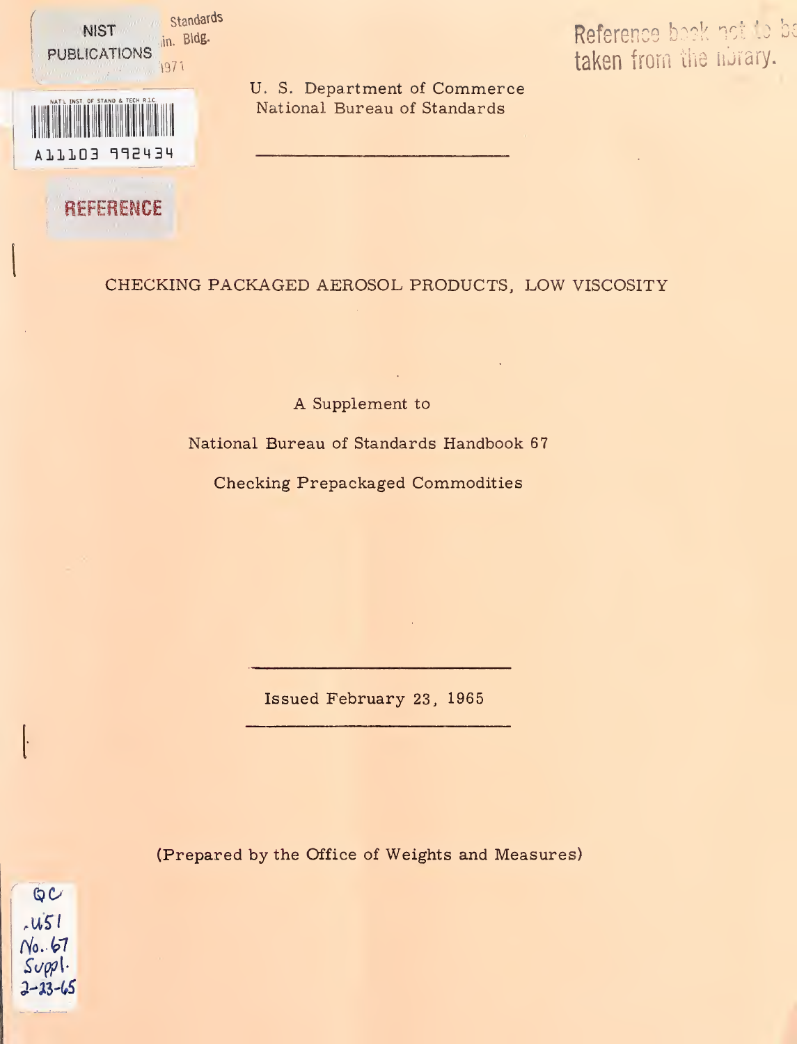U. S. Department of Commerce
National Bureau of Standards

# CHECKING PACKAGED AEROSOL PRODUCTS, LOW VISCOSITY

A Supplement to

National Bureau of Standards Handbook 67

Checking Prepackaged Commodities

Issued February 23, 1965

(Prepared by the Office of Weights and Measures)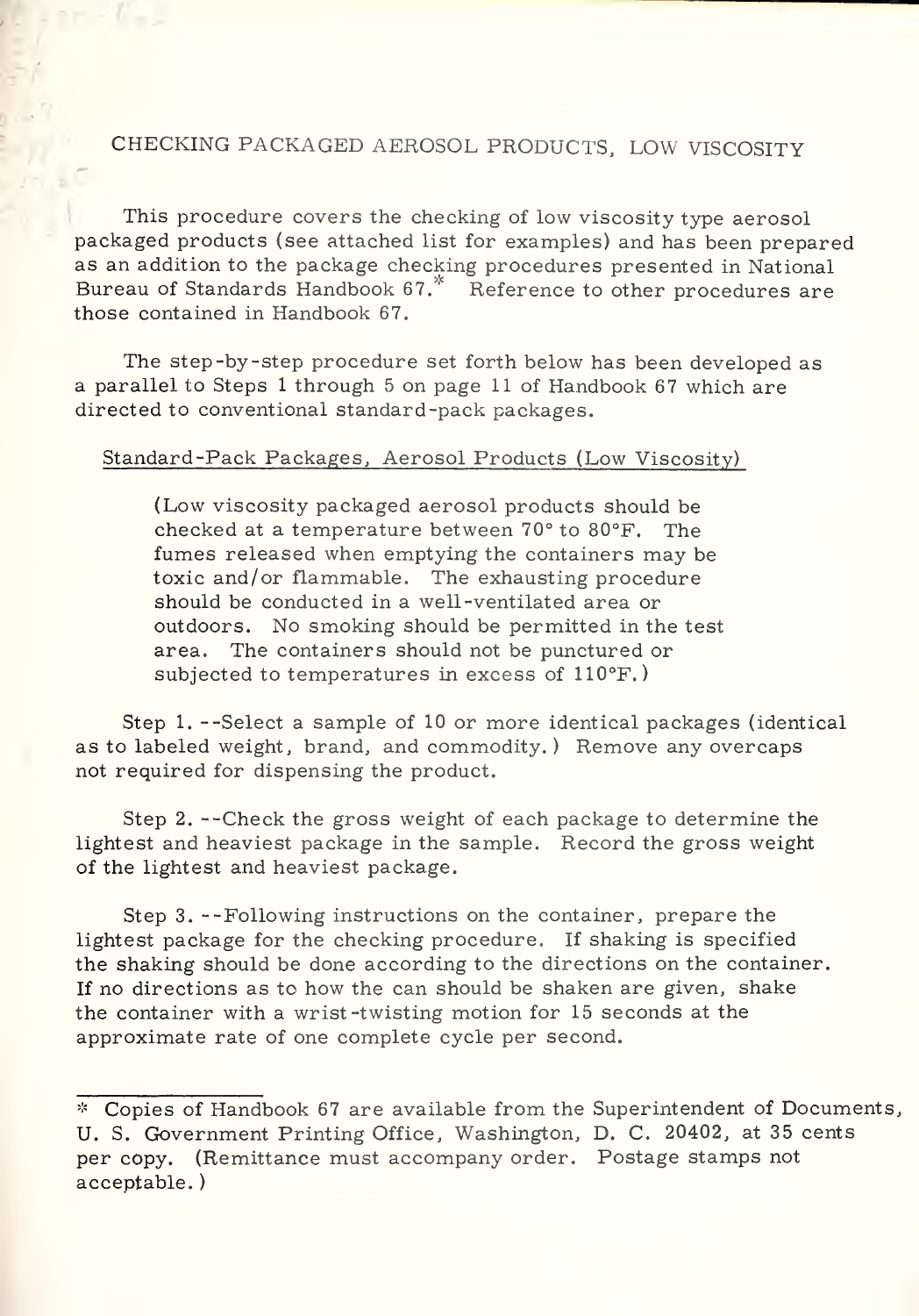# CHECKING PACKAGED AEROSOL PRODUCTS, LOW VISCOSITY

This procedure covers the checking of low viscosity type aerosol packaged products (see attached list for examples) and has been prepared as an addition to the package checking procedures presented in National Bureau of Standards Handbook 67.* Reference to other procedures are those contained in Handbook 67.

The step-by-step procedure set forth below has been developed as a parallel to Steps 1 through 5 on page 11 of Handbook 67 which are directed to conventional standard-pack packages.

Standard-Pack Packages, Aerosol Products (Low Viscosity)

> (Low viscosity packaged aerosol products should be checked at a temperature between 70° to 80°F. The fumes released when emptying the containers may be toxic and/or flammable. The exhausting procedure should be conducted in a well-ventilated area or outdoors. No smoking should be permitted in the test area. The containers should not be punctured or subjected to temperatures in excess of 110°F.)

Step 1. --Select a sample of 10 or more identical packages (identical as to labeled weight, brand, and commodity.) Remove any overcaps not required for dispensing the product.

Step 2. --Check the gross weight of each package to determine the lightest and heaviest package in the sample. Record the gross weight of the lightest and heaviest package.

Step 3. --Following instructions on the container, prepare the lightest package for the checking procedure. If shaking is specified the shaking should be done according to the directions on the container. If no directions as to how the can should be shaken are given, shake the container with a wrist-twisting motion for 15 seconds at the approximate rate of one complete cycle per second.

---

* Copies of Handbook 67 are available from the Superintendent of Documents, U. S. Government Printing Office, Washington, D. C. 20402, at 35 cents per copy. (Remittance must accompany order. Postage stamps not acceptable.)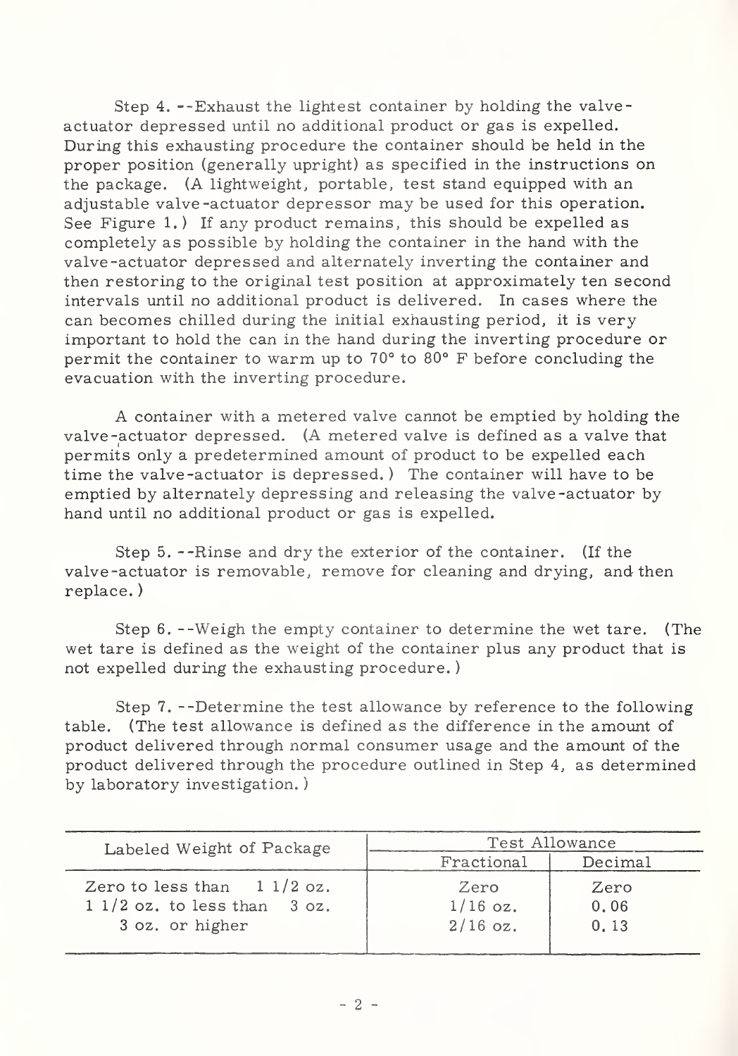Step 4. --Exhaust the lightest container by holding the valve-actuator depressed until no additional product or gas is expelled. During this exhausting procedure the container should be held in the proper position (generally upright) as specified in the instructions on the package. (A lightweight, portable, test stand equipped with an adjustable valve-actuator depressor may be used for this operation. See Figure 1.) If any product remains, this should be expelled as completely as possible by holding the container in the hand with the valve-actuator depressed and alternately inverting the container and then restoring to the original test position at approximately ten second intervals until no additional product is delivered. In cases where the can becomes chilled during the initial exhausting period, it is very important to hold the can in the hand during the inverting procedure or permit the container to warm up to 70° to 80° F before concluding the evacuation with the inverting procedure.

A container with a metered valve cannot be emptied by holding the valve-actuator depressed. (A metered valve is defined as a valve that permits only a predetermined amount of product to be expelled each time the valve-actuator is depressed.) The container will have to be emptied by alternately depressing and releasing the valve-actuator by hand until no additional product or gas is expelled.

Step 5. --Rinse and dry the exterior of the container. (If the valve-actuator is removable, remove for cleaning and drying, and then replace.)

Step 6. --Weigh the empty container to determine the wet tare. (The wet tare is defined as the weight of the container plus any product that is not expelled during the exhausting procedure.)

Step 7. --Determine the test allowance by reference to the following table. (The test allowance is defined as the difference in the amount of product delivered through normal consumer usage and the amount of the product delivered through the procedure outlined in Step 4, as determined by laboratory investigation.)

| Labeled Weight of Package | Test Allowance | |
|---|---|---|
| | Fractional | Decimal |
| Zero to less than 1 1/2 oz. | Zero | Zero |
| 1 1/2 oz. to less than 3 oz. | 1/16 oz. | 0.06 |
| 3 oz. or higher | 2/16 oz. | 0.13 |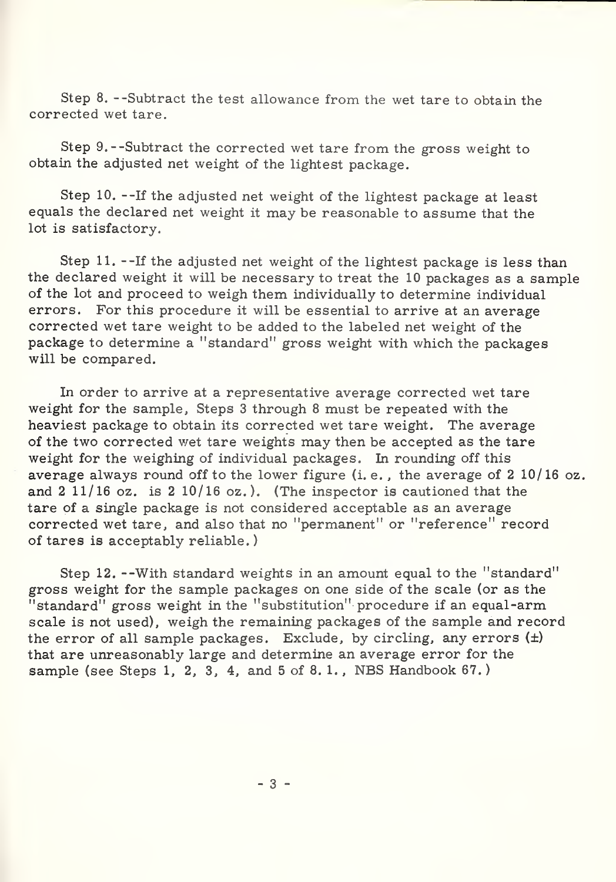Step 8. --Subtract the test allowance from the wet tare to obtain the corrected wet tare.

Step 9.--Subtract the corrected wet tare from the gross weight to obtain the adjusted net weight of the lightest package.

Step 10. --If the adjusted net weight of the lightest package at least equals the declared net weight it may be reasonable to assume that the lot is satisfactory.

Step 11. --If the adjusted net weight of the lightest package is less than the declared weight it will be necessary to treat the 10 packages as a sample of the lot and proceed to weigh them individually to determine individual errors. For this procedure it will be essential to arrive at an average corrected wet tare weight to be added to the labeled net weight of the package to determine a "standard" gross weight with which the packages will be compared.

In order to arrive at a representative average corrected wet tare weight for the sample, Steps 3 through 8 must be repeated with the heaviest package to obtain its corrected wet tare weight. The average of the two corrected wet tare weights may then be accepted as the tare weight for the weighing of individual packages. In rounding off this average always round off to the lower figure (i. e., the average of 2 10/16 oz. and 2 11/16 oz. is 2 10/16 oz.). (The inspector is cautioned that the tare of a single package is not considered acceptable as an average corrected wet tare, and also that no "permanent" or "reference" record of tares is acceptably reliable.)

Step 12. --With standard weights in an amount equal to the "standard" gross weight for the sample packages on one side of the scale (or as the "standard" gross weight in the "substitution" procedure if an equal-arm scale is not used), weigh the remaining packages of the sample and record the error of all sample packages. Exclude, by circling, any errors (±) that are unreasonably large and determine an average error for the sample (see Steps 1, 2, 3, 4, and 5 of 8. 1., NBS Handbook 67.)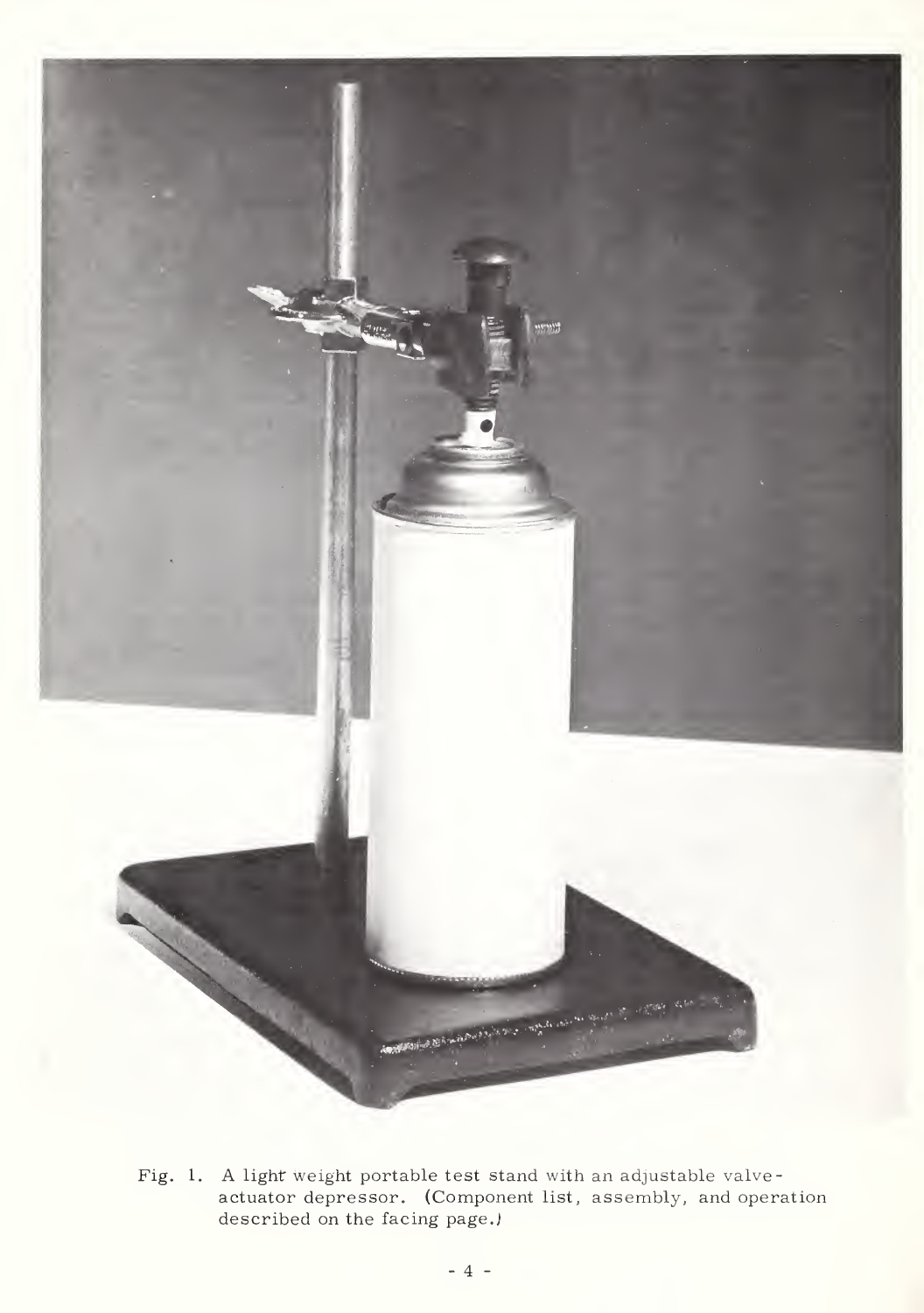Fig. 1. A light weight portable test stand with an adjustable valve-actuator depressor. (Component list, assembly, and operation described on the facing page.)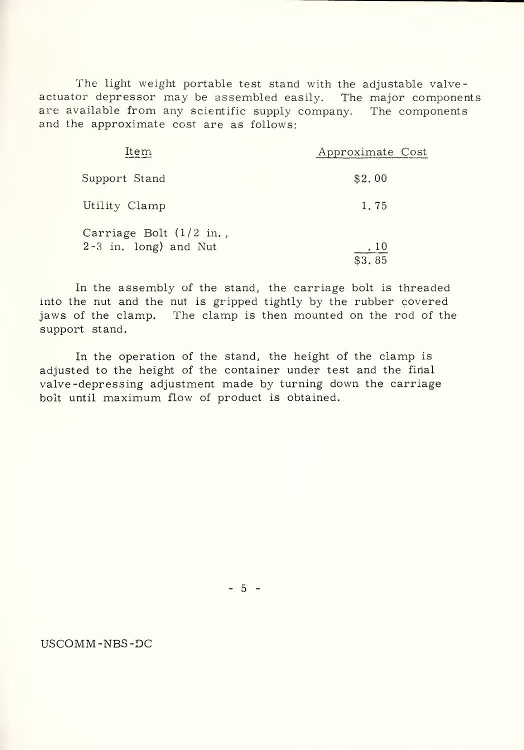The light weight portable test stand with the adjustable valve-actuator depressor may be assembled easily. The major components are available from any scientific supply company. The components and the approximate cost are as follows:

| Item | Approximate Cost |
|---|---|
| Support Stand | $2.00 |
| Utility Clamp | 1.75 |
| Carriage Bolt (1/2 in., 2-3 in. long) and Nut | .10 |
| | $3.85 |

In the assembly of the stand, the carriage bolt is threaded into the nut and the nut is gripped tightly by the rubber covered jaws of the clamp. The clamp is then mounted on the rod of the support stand.

In the operation of the stand, the height of the clamp is adjusted to the height of the container under test and the final valve-depressing adjustment made by turning down the carriage bolt until maximum flow of product is obtained.

USCOMM-NBS-DC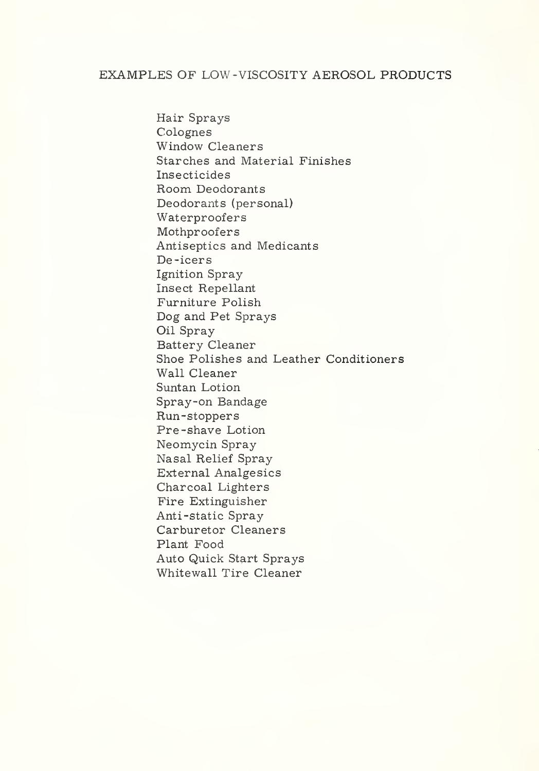## EXAMPLES OF LOW-VISCOSITY AEROSOL PRODUCTS

Hair Sprays
Colognes
Window Cleaners
Starches and Material Finishes
Insecticides
Room Deodorants
Deodorants (personal)
Waterproofers
Mothproofers
Antiseptics and Medicants
De-icers
Ignition Spray
Insect Repellant
Furniture Polish
Dog and Pet Sprays
Oil Spray
Battery Cleaner
Shoe Polishes and Leather Conditioners
Wall Cleaner
Suntan Lotion
Spray-on Bandage
Run-stoppers
Pre-shave Lotion
Neomycin Spray
Nasal Relief Spray
External Analgesics
Charcoal Lighters
Fire Extinguisher
Anti-static Spray
Carburetor Cleaners
Plant Food
Auto Quick Start Sprays
Whitewall Tire Cleaner